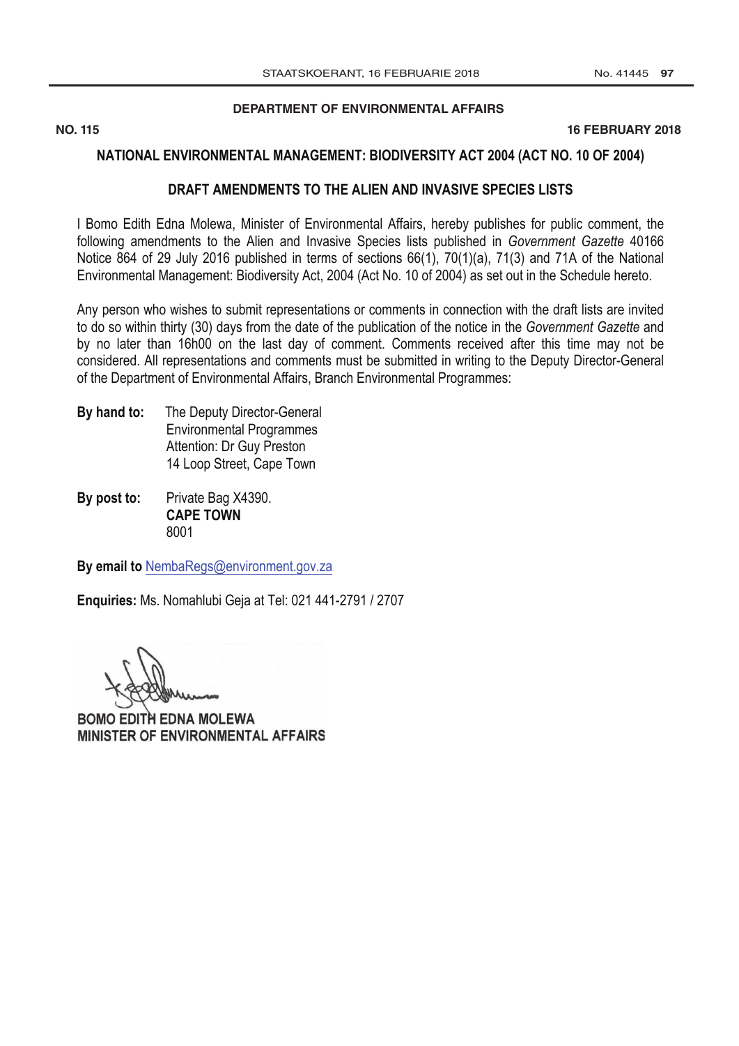**DEPARTMENT OF ENVIRONMENTAL AFFAIRS**

**NO. 115** **16 FEBRUARY 2018**

## NATIONAL ENVIRONMENTAL MANAGEMENT: BIODIVERSITY ACT 2004 (ACT NO. 10 OF 2004)

## DRAFT AMENDMENTS TO THE ALIEN AND INVASIVE SPECIES LISTS

I Bomo Edith Edna Molewa, Minister of Environmental Affairs, hereby publishes for public comment, the following amendments to the Alien and Invasive Species lists published in *Government Gazette* 40166 Notice 864 of 29 July 2016 published in terms of sections 66(1), 70(1)(a), 71(3) and 71A of the National Environmental Management: Biodiversity Act, 2004 (Act No. 10 of 2004) as set out in the Schedule hereto.

Any person who wishes to submit representations or comments in connection with the draft lists are invited to do so within thirty (30) days from the date of the publication of the notice in the *Government Gazette* and by no later than 16h00 on the last day of comment. Comments received after this time may not be considered. All representations and comments must be submitted in writing to the Deputy Director-General of the Department of Environmental Affairs, Branch Environmental Programmes:

**By hand to:** The Deputy Director-General
Environmental Programmes
Attention: Dr Guy Preston
14 Loop Street, Cape Town

**By post to:** Private Bag X4390.
**CAPE TOWN**
8001

**By email to** NembaRegs@environment.gov.za

**Enquiries:** Ms. Nomahlubi Geja at Tel: 021 441-2791 / 2707

**BOMO EDITH EDNA MOLEWA**
**MINISTER OF ENVIRONMENTAL AFFAIRS**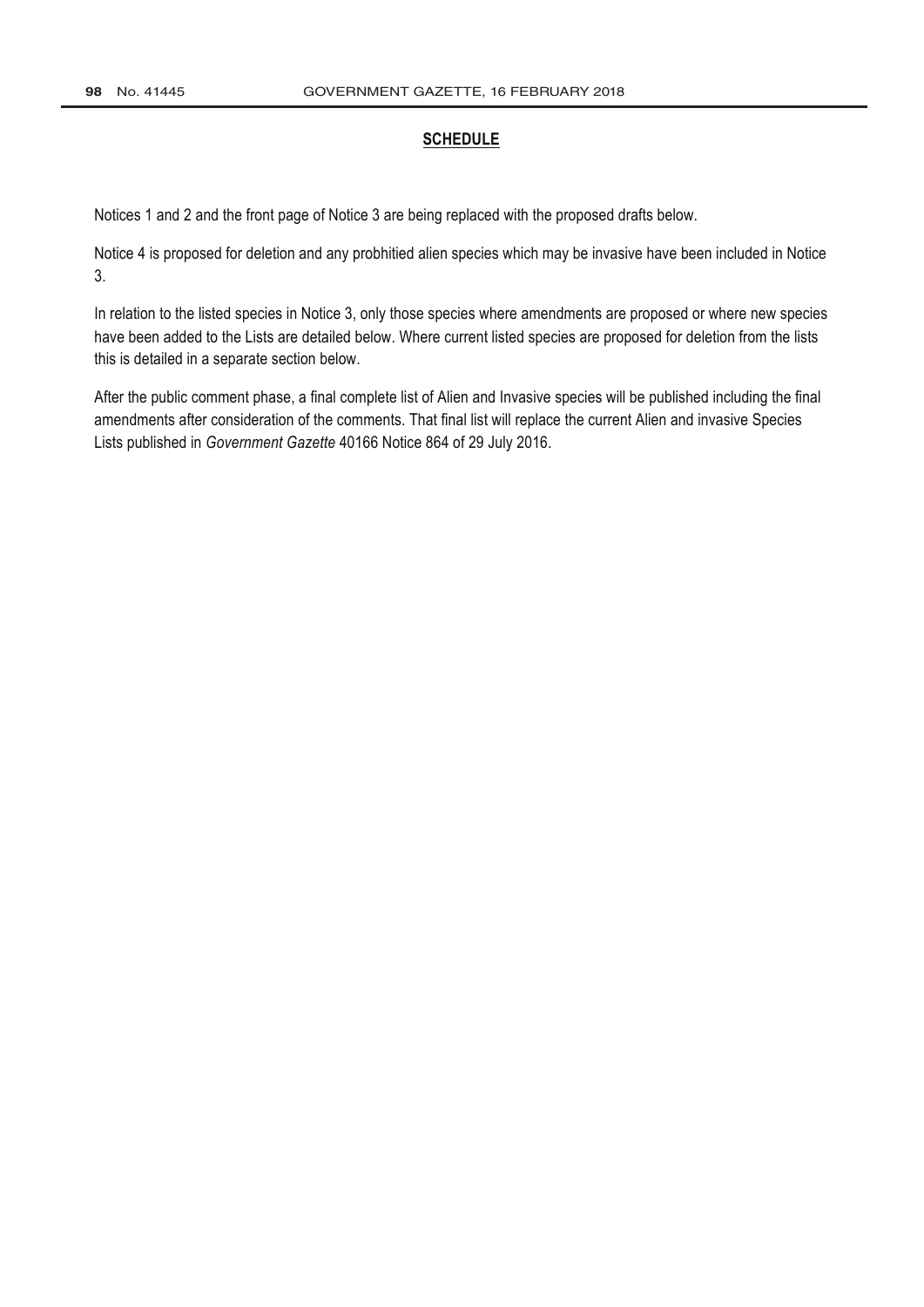## SCHEDULE

Notices 1 and 2 and the front page of Notice 3 are being replaced with the proposed drafts below.

Notice 4 is proposed for deletion and any probhitied alien species which may be invasive have been included in Notice 3.

In relation to the listed species in Notice 3, only those species where amendments are proposed or where new species have been added to the Lists are detailed below. Where current listed species are proposed for deletion from the lists this is detailed in a separate section below.

After the public comment phase, a final complete list of Alien and Invasive species will be published including the final amendments after consideration of the comments. That final list will replace the current Alien and invasive Species Lists published in *Government Gazette* 40166 Notice 864 of 29 July 2016.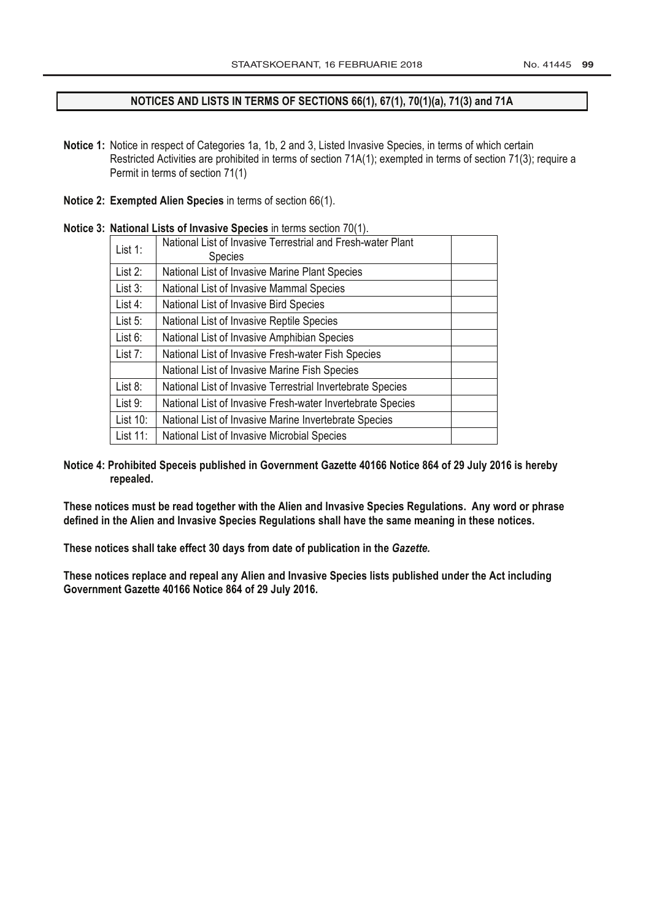## NOTICES AND LISTS IN TERMS OF SECTIONS 66(1), 67(1), 70(1)(a), 71(3) and 71A

**Notice 1:** Notice in respect of Categories 1a, 1b, 2 and 3, Listed Invasive Species, in terms of which certain Restricted Activities are prohibited in terms of section 71A(1); exempted in terms of section 71(3); require a Permit in terms of section 71(1)

**Notice 2: Exempted Alien Species** in terms of section 66(1).

**Notice 3: National Lists of Invasive Species** in terms section 70(1).

| | | |
|---|---|---|
| List 1: | National List of Invasive Terrestrial and Fresh-water Plant Species | |
| List 2: | National List of Invasive Marine Plant Species | |
| List 3: | National List of Invasive Mammal Species | |
| List 4: | National List of Invasive Bird Species | |
| List 5: | National List of Invasive Reptile Species | |
| List 6: | National List of Invasive Amphibian Species | |
| List 7: | National List of Invasive Fresh-water Fish Species | |
| | National List of Invasive Marine Fish Species | |
| List 8: | National List of Invasive Terrestrial Invertebrate Species | |
| List 9: | National List of Invasive Fresh-water Invertebrate Species | |
| List 10: | National List of Invasive Marine Invertebrate Species | |
| List 11: | National List of Invasive Microbial Species | |

**Notice 4: Prohibited Speceis published in Government Gazette 40166 Notice 864 of 29 July 2016 is hereby repealed.**

**These notices must be read together with the Alien and Invasive Species Regulations. Any word or phrase defined in the Alien and Invasive Species Regulations shall have the same meaning in these notices.**

**These notices shall take effect 30 days from date of publication in the *Gazette.***

**These notices replace and repeal any Alien and Invasive Species lists published under the Act including Government Gazette 40166 Notice 864 of 29 July 2016.**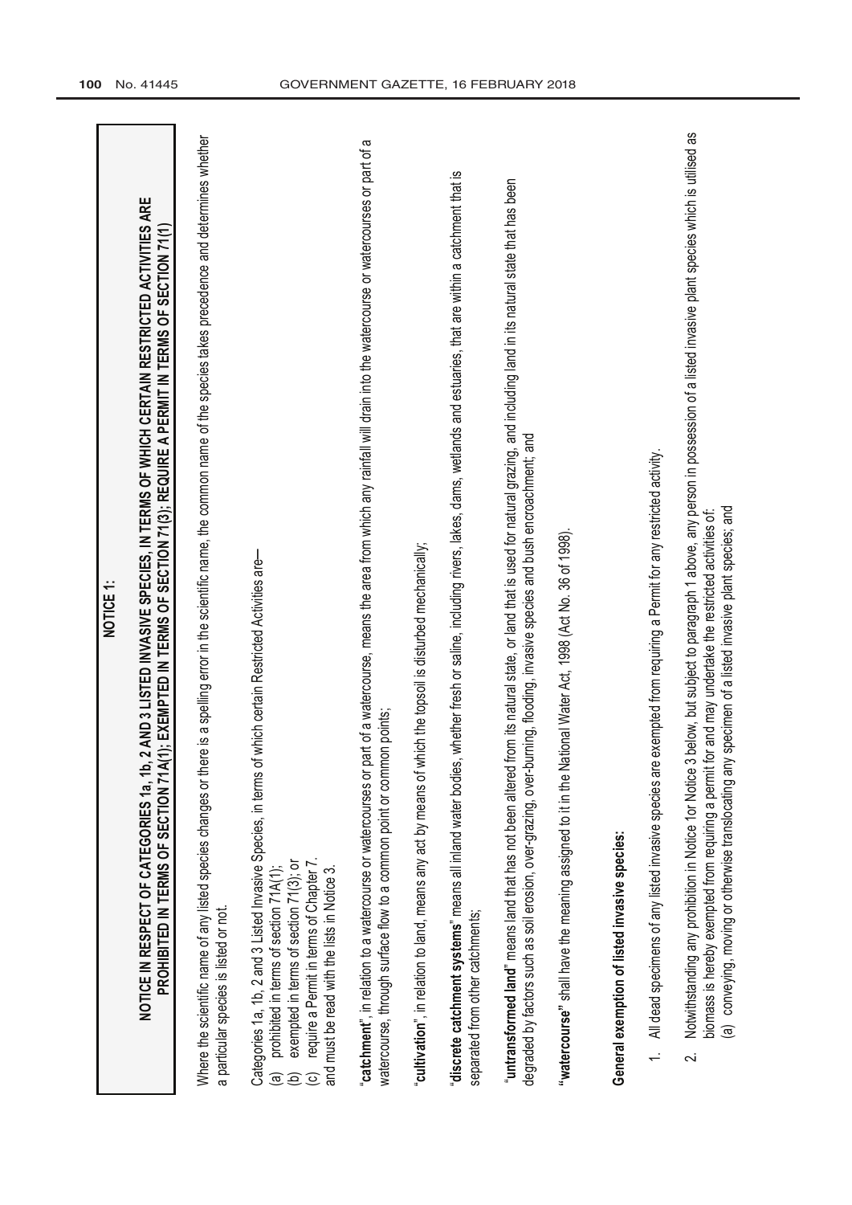## NOTICE 1:

### NOTICE IN RESPECT OF CATEGORIES 1a, 1b, 2 AND 3 LISTED INVASIVE SPECIES, IN TERMS OF WHICH CERTAIN RESTRICTED ACTIVITIES ARE PROHIBITED IN TERMS OF SECTION 71A(1); EXEMPTED IN TERMS OF SECTION 71(3); REQUIRE A PERMIT IN TERMS OF SECTION 71(1)

Where the scientific name of any listed species changes or there is a spelling error in the scientific name, the common name of the species takes precedence and determines whether a particular species is listed or not.

Categories 1a, 1b, 2 and 3 Listed Invasive Species, in terms of which certain Restricted Activities are—
(a) prohibited in terms of section 71A(1);
(b) exempted in terms of section 71(3); or
(c) require a Permit in terms of Chapter 7.
and must be read with the lists in Notice 3.

"**catchment**", in relation to a watercourse or watercourses or part of a watercourse, means the area from which any rainfall will drain into the watercourse or watercourses or part of a watercourse, through surface flow to a common point or common points;

"**cultivation**", in relation to land, means any act by means of which the topsoil is disturbed mechanically;

"**discrete catchment systems**" means all inland water bodies, whether fresh or saline, including rivers, lakes, dams, wetlands and estuaries, that are within a catchment that is separated from other catchments;

"**untransformed land**" means land that has not been altered from its natural state, or land that is used for natural grazing, and including land in its natural state that has been degraded by factors such as soil erosion, over-grazing, over-burning, flooding, invasive species and bush encroachment; and

"**watercourse**" shall have the meaning assigned to it in the National Water Act, 1998 (Act No. 36 of 1998).

**General exemption of listed invasive species:**

1. All dead specimens of any listed invasive species are exempted from requiring a Permit for any restricted activity.

2. Notwithstanding any prohibition in Notice 1or Notice 3 below, but subject to paragraph 1 above, any person in possession of a listed invasive plant species which is utilised as biomass is hereby exempted from requiring a permit for and may undertake the restricted activities of:
(a) conveying, moving or otherwise translocating any specimen of a listed invasive plant species; and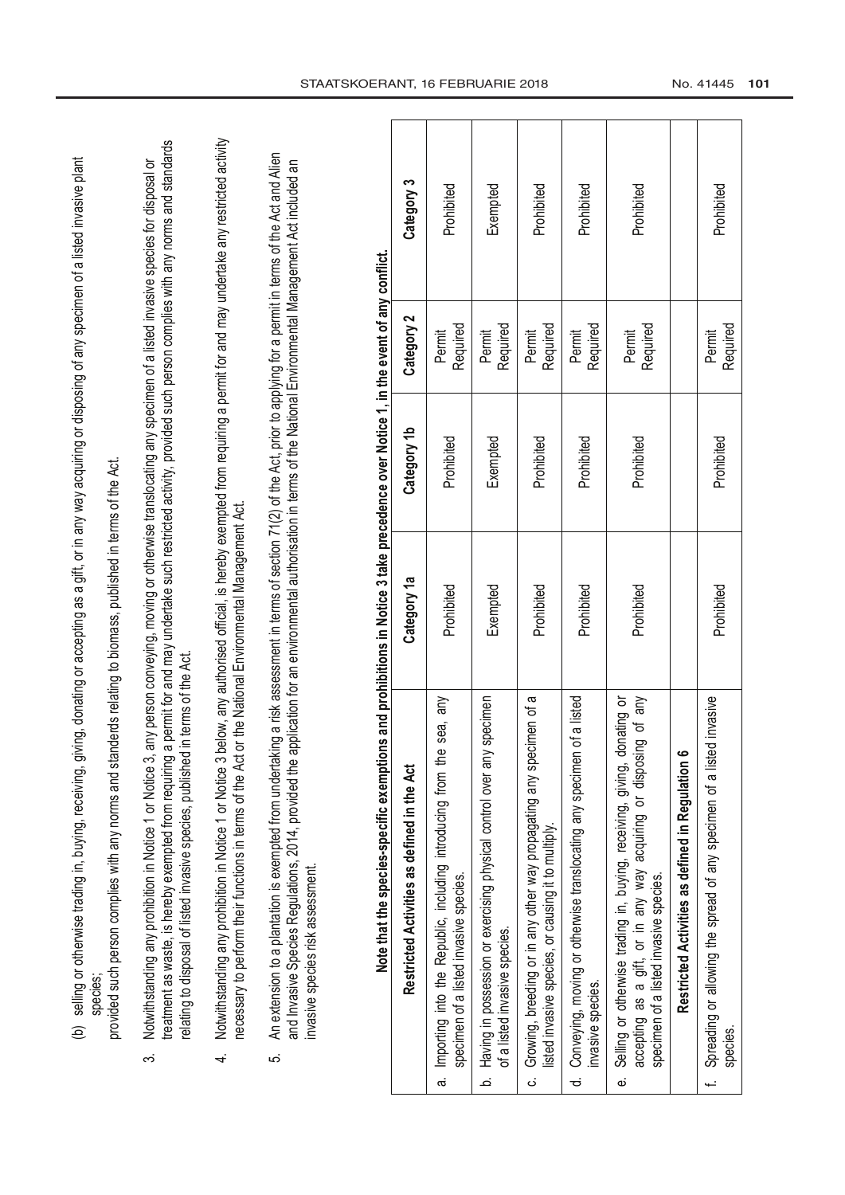(b) selling or otherwise trading in, buying, receiving, giving, donating or accepting as a gift, or in any way acquiring or disposing of any specimen of a listed invasive plant species;

provided such person complies with any norms and standerds relating to biomass, published in terms of the Act.

3. Notwithstanding any prohibition in Notice 1 or Notice 3, any person conveying, moving or otherwise translocating any specimen of a listed invasive species for disposal or treatment as waste, is hereby exempted from requiring a permit for and may undertake such restricted activity, provided such person complies with any norms and standards relating to disposal of listed invasive species, published in terms of the Act.

4. Notwithstanding any prohibition in Notice 1 or Notice 3 below, any authorised official, is hereby exempted from requiring a permit for and may undertake any restricted activity necessary to perform their functions in terms of the Act or the National Environmental Management Act.

5. An extension to a plantation is exempted from undertaking a risk assessment in terms of section 71(2) of the Act, prior to applying for a permit in terms of the Act and Alien and Invasive Species Regulations, 2014, provided the application for an environmental authorisation in terms of the National Environmental Management Act included an invasive species risk assessment.

**Note that the species-specific exemptions and prohibitions in Notice 3 take precedence over Notice 1, in the event of any conflict.**

| Restricted Activities as defined in the Act | Category 1a | Category 1b | Category 2 | Category 3 |
|---|---|---|---|---|
| a. Importing into the Republic, including introducing from the sea, any specimen of a listed invasive species. | Prohibited | Prohibited | Permit Required | Prohibited |
| b. Having in possession or exercising physical control over any specimen of a listed invasive species. | Exempted | Exempted | Permit Required | Exempted |
| c. Growing, breeding or in any other way propagating any specimen of a listed invasive species, or causing it to multiply. | Prohibited | Prohibited | Permit Required | Prohibited |
| d. Conveying, moving or otherwise translocating any specimen of a listed invasive species. | Prohibited | Prohibited | Permit Required | Prohibited |
| e. Selling or otherwise trading in, buying, receiving, giving, donating or accepting as a gift, or in any way acquiring or disposing of any specimen of a listed invasive species. | Prohibited | Prohibited | Permit Required | Prohibited |
| **Restricted Activities as defined in Regulation 6** | | | | |
| f. Spreading or allowing the spread of any specimen of a listed invasive species. | Prohibited | Prohibited | Permit Required | Prohibited |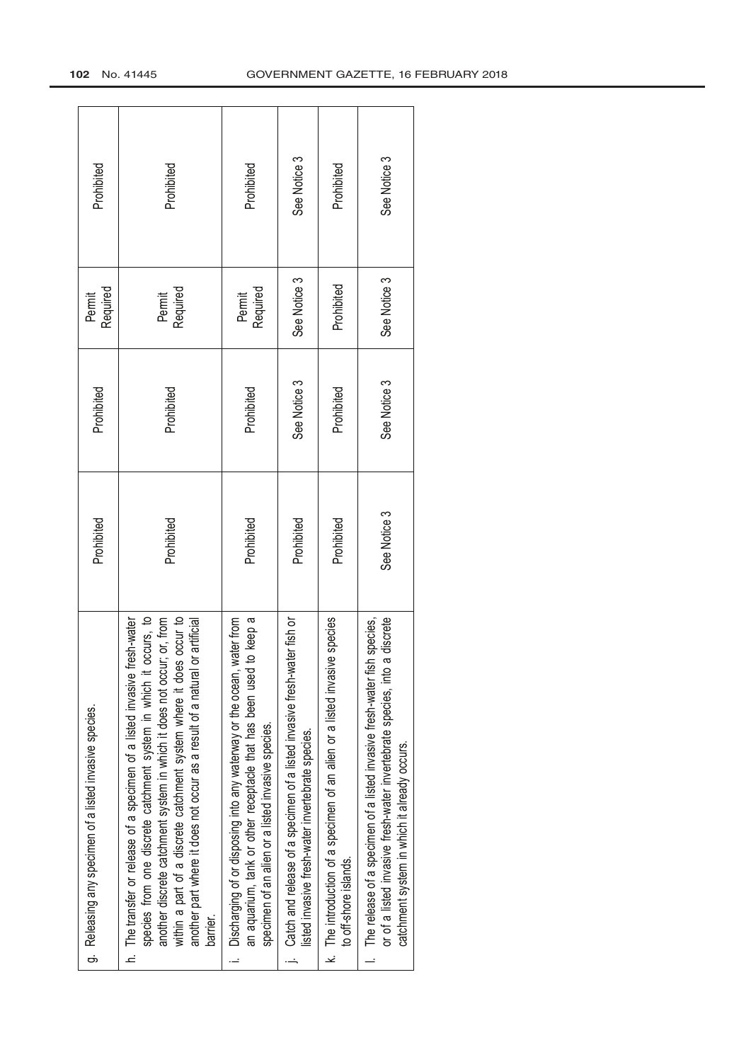| | | | | |
|---|---|---|---|---|
| g. Releasing any specimen of a listed invasive species. | Prohibited | Prohibited | Permit Required | Prohibited |
| h. The transfer or release of a specimen of a listed invasive fresh-water species from one discrete catchment system in which it occurs, to another discrete catchment system in which it does not occur; or, from within a part of a discrete catchment system where it does occur to another part where it does not occur as a result of a natural or artificial barrier. | Prohibited | Prohibited | Permit Required | Prohibited |
| i. Discharging of or disposing into any waterway or the ocean, water from an aquarium, tank or other receptacle that has been used to keep a specimen of an alien or a listed invasive species. | Prohibited | Prohibited | Permit Required | Prohibited |
| j. Catch and release of a specimen of a listed invasive fresh-water fish or listed invasive fresh-water invertebrate species. | Prohibited | See Notice 3 | See Notice 3 | See Notice 3 |
| k. The introduction of a specimen of an alien or a listed invasive species to off-shore islands. | Prohibited | Prohibited | Prohibited | Prohibited |
| l. The release of a specimen of a listed invasive fresh-water fish species, or of a listed invasive fresh-water invertebrate species, into a discrete catchment system in which it already occurs. | See Notice 3 | See Notice 3 | See Notice 3 | See Notice 3 |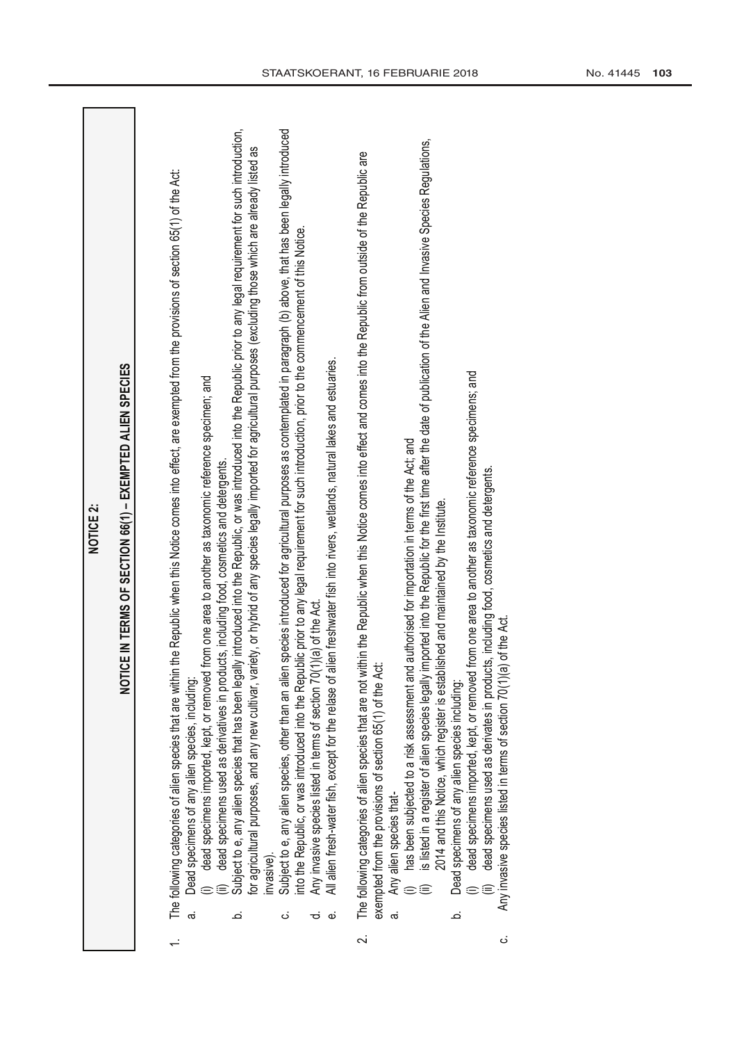## NOTICE 2:

## NOTICE IN TERMS OF SECTION 66(1) – EXEMPTED ALIEN SPECIES

1. The following categories of alien species that are within the Republic when this Notice comes into effect, are exempted from the provisions of section 65(1) of the Act:
   a. Dead specimens of any alien species, including:
      (i) dead specimens imported, kept, or removed from one area to another as taxonomic reference specimen; and
      (ii) dead specimens used as derivatives in products, including food, cosmetics and detergents.
   b. Subject to e, any alien species that has been legally introduced into the Republic, or was introduced into the Republic prior to any legal requirement for such introduction, for agricultural purposes, and any new cultivar, variety, or hybrid of any species legally imported for agricultural purposes (excluding those which are already listed as invasive).
   c. Subject to e, any alien species, other than an alien species introduced for agricultural purposes as contemplated in paragraph (b) above, that has been legally introduced into the Republic, or was introduced into the Republic prior to any legal requirement for such introduction, prior to the commencement of this Notice.
   d. Any invasive species listed in terms of section 70(1)(a) of the Act.
   e. All alien fresh-water fish, except for the relase of alien freshwater fish into rivers, wetlands, natural lakes and estuaries.

2. The following categories of alien species that are not within the Republic when this Notice comes into effect and comes into the Republic from outside of the Republic are exempted from the provisions of section 65(1) of the Act:
   a. Any alien species that-
      (i) has been subjected to a risk assessment and authorised for importation in terms of the Act; and
      (ii) is listed in a register of alien species legally imported into the Republic for the first time after the date of publication of the Alien and Invasive Species Regulations, 2014 and this Notice, which register is established and maintained by the Institute.
   b. Dead specimens of any alien species including:
      (i) dead specimens imported, kept, or removed from one area to another as taxonomic reference specimens; and
      (ii) dead specimens used as derivates in products, including food, cosmetics and detergents.
   c. Any invasive species listed in terms of section 70(1)(a) of the Act.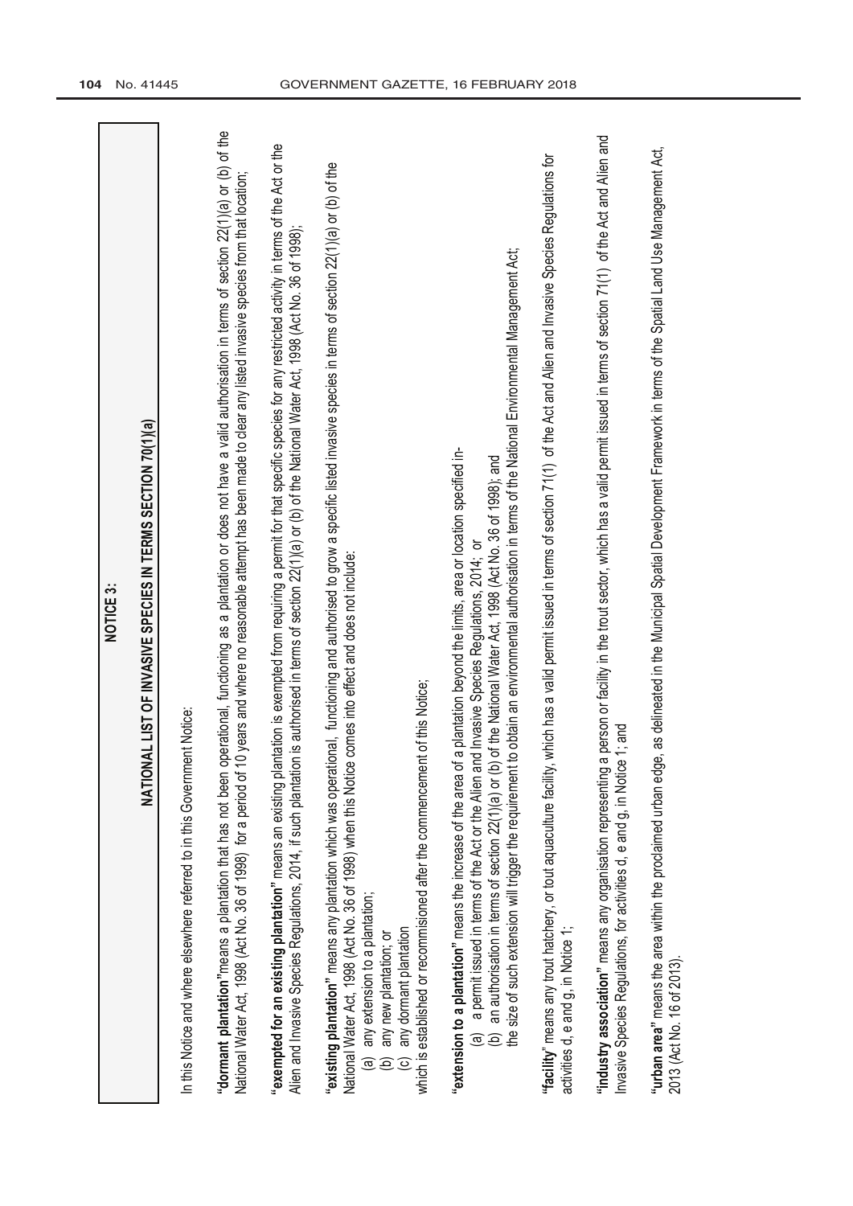## NOTICE 3:

## NATIONAL LIST OF INVASIVE SPECIES IN TERMS SECTION 70(1)(a)

In this Notice and where elsewhere referred to in this Government Notice:

**"dormant plantation"** means a plantation that has not been operational, functioning as a plantation or does not have a valid authorisation in terms of section 22(1)(a) or (b) of the National Water Act, 1998 (Act No. 36 of 1998) for a period of 10 years and where no reasonable attempt has been made to clear any listed invasive species from that location;

**"exempted for an existing plantation"** means an existing plantation is exempted from requiring a permit for that specific species for any restricted activity in terms of the Act or the Alien and Invasive Species Regulations, 2014, if such plantation is authorised in terms of section 22(1)(a) or (b) of the National Water Act, 1998 (Act No. 36 of 1998);

**"existing plantation"** means any plantation which was operational, functioning and authorised to grow a specific listed invasive species in terms of section 22(1)(a) or (b) of the National Water Act, 1998 (Act No. 36 of 1998) when this Notice comes into effect and does not include:

(a) any extension to a plantation;
(b) any new plantation; or
(c) any dormant plantation

which is established or recommissioned after the commencement of this Notice;

**"extension to a plantation"** means the increase of the area of a plantation beyond the limits, area or location specified in-

(a) a permit issued in terms of the Act or the Alien and Invasive Species Regulations, 2014; or
(b) an authorisation in terms of section 22(1)(a) or (b) of the National Water Act, 1998 (Act No. 36 of 1998); and

the size of such extension will trigger the requirement to obtain an environmental authorisation in terms of the National Environmental Management Act;

**"facility"** means any trout hatchery, or tout aquaculture facility, which has a valid permit issued in terms of section 71(1) of the Act and Alien and Invasive Species Regulations for activities d, e and g, in Notice 1;

**"industry association"** means any organisation representing a person or facility in the trout sector, which has a valid permit issued in terms of section 71(1) of the Act and Alien and Invasive Species Regulations, for activities d, e and g, in Notice 1; and

**"urban area"** means the area within the proclaimed urban edge, as delineated in the Municipal Spatial Development Framework in terms of the Spatial Land Use Management Act, 2013 (Act No. 16 of 2013).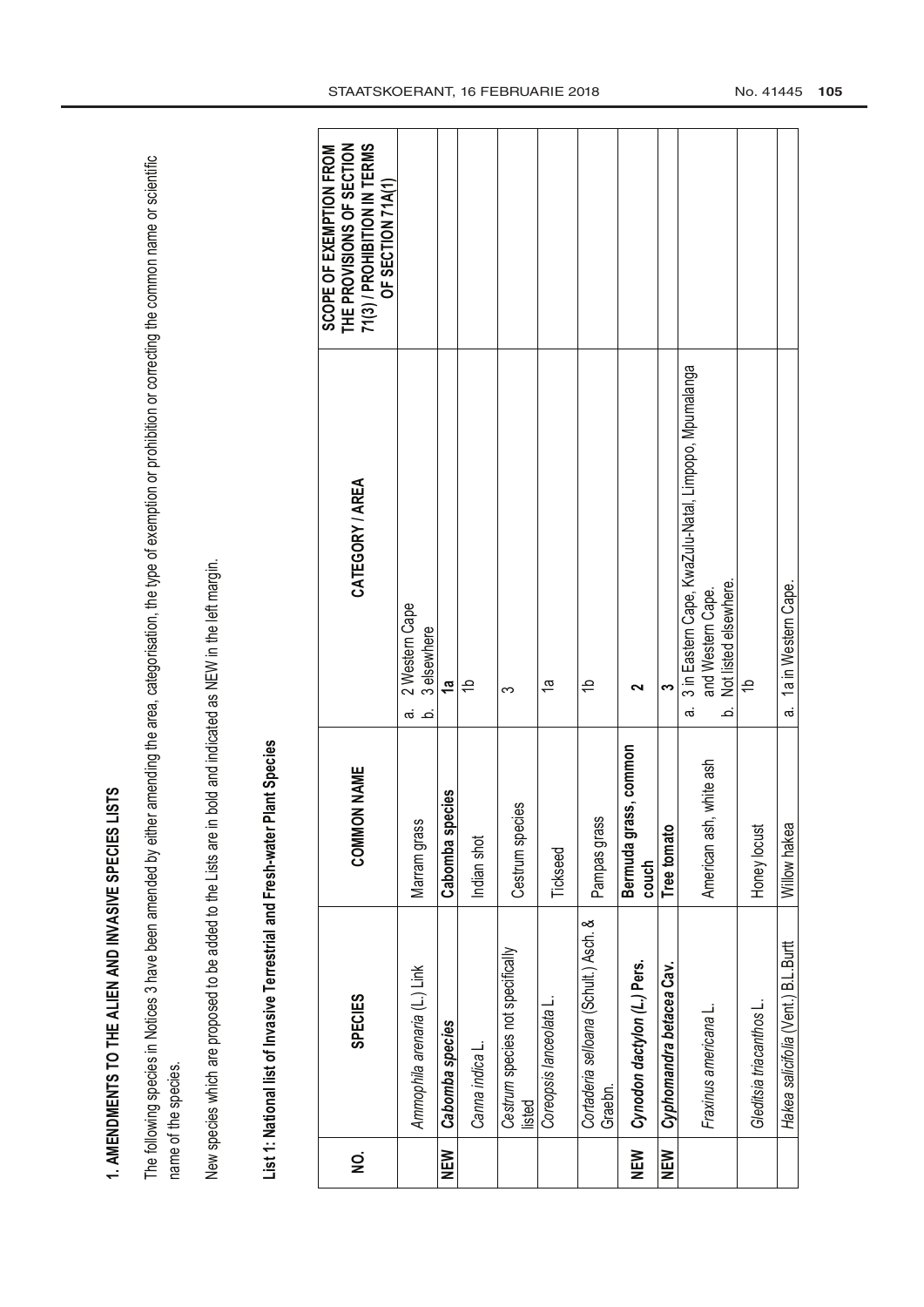# 1. AMENDMENTS TO THE ALIEN AND INVASIVE SPECIES LISTS

The following species in Notices 3 have been amended by either amending the area, categorisation, the type of exemption or prohibition or correcting the common name or scientific name of the species.

New species which are proposed to be added to the Lists are in bold and indicated as NEW in the left margin.

## List 1: National list of Invasive Terrestrial and Fresh-water Plant Species

| NO. | SPECIES | COMMON NAME | CATEGORY / AREA | SCOPE OF EXEMPTION FROM THE PROVISIONS OF SECTION 71(3) / PROHIBITION IN TERMS OF SECTION 71A(1) |
|---|---|---|---|---|
| | *Ammophila arenaria* (L.) Link | Marram grass | a. 2 Western Cape<br>b. 3 elsewhere | |
| **NEW** | ***Cabomba species*** | **Cabomba species** | **1a** | |
| | *Canna indica* L. | Indian shot | 1b | |
| | *Cestrum* species not specifically listed | Cestrum species | 3 | |
| | *Coreopsis lanceolata* L. | Tickseed | 1a | |
| | *Cortaderia selloana* (Schult.) Asch. & Graebn. | Pampas grass | 1b | |
| **NEW** | ***Cynodon dactylon (L.) Pers.*** | **Bermuda grass, common couch** | **2** | |
| **NEW** | ***Cyphomandra betacea* Cav.** | **Tree tomato** | **3** | |
| | *Fraxinus americana* L. | American ash, white ash | a. 3 in Eastern Cape, KwaZulu-Natal, Limpopo, Mpumalanga and Western Cape.<br>b. Not listed elsewhere. | |
| | *Gleditsia triacanthos* L. | Honey locust | 1b | |
| | *Hakea salicifolia* (Vent.) B.L.Burtt | Willow hakea | a. 1a in Western Cape. | |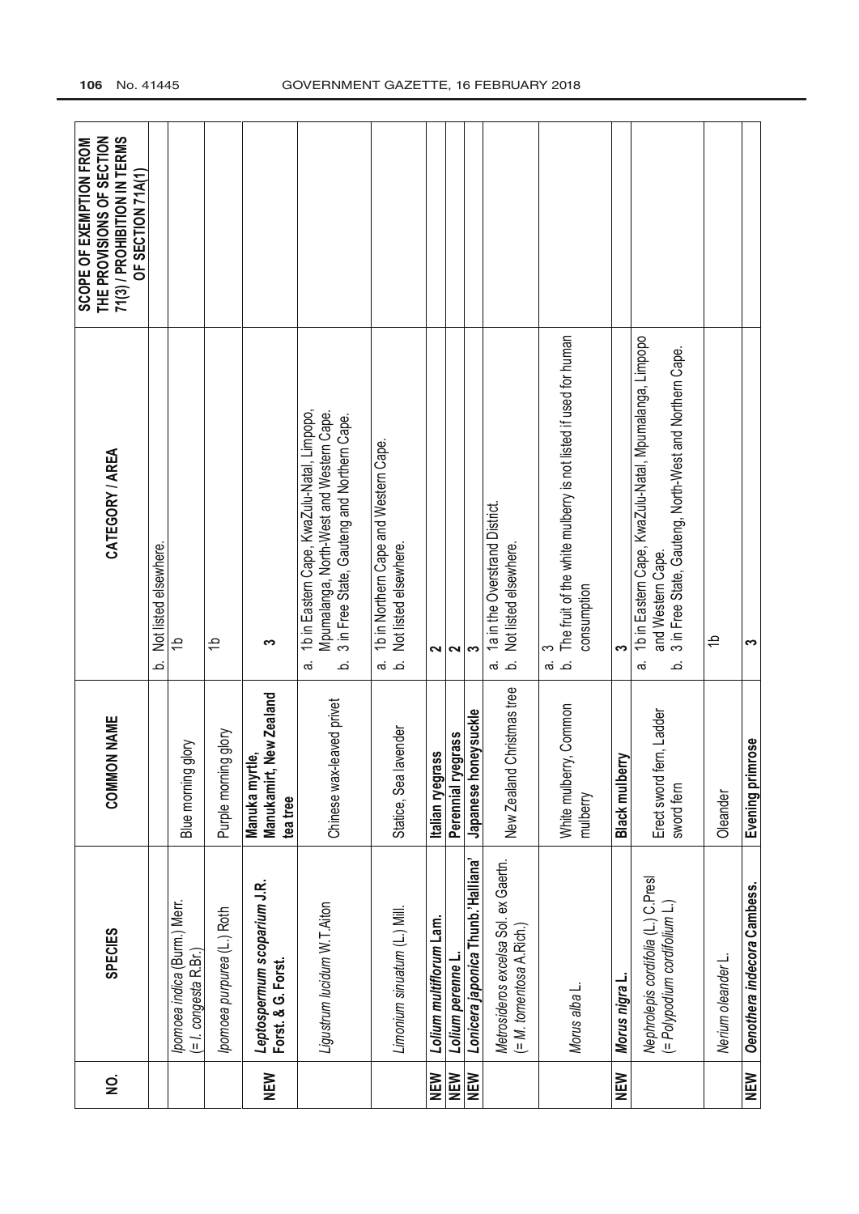| NO. | SPECIES | COMMON NAME | CATEGORY / AREA | SCOPE OF EXEMPTION FROM THE PROVISIONS OF SECTION 71(3) / PROHIBITION IN TERMS OF SECTION 71A(1) |
|---|---|---|---|---|
| | | | b. Not listed elsewhere. | |
| | *Ipomoea indica* (Burm.) Merr. (= *I. congesta* R.Br.) | Blue morning glory | 1b | |
| | *Ipomoea purpurea* (L.) Roth | Purple morning glory | 1b | |
| **NEW** | ***Leptospermum scoparium* J.R. Forst. & G. Forst.** | **Manuka myrtle, Manukamirt, New Zealand tea tree** | **3** | |
| | *Ligustrum lucidum* W.T.Aiton | Chinese wax-leaved privet | a. 1b in Eastern Cape, KwaZulu-Natal, Limpopo, Mpumalanga, North-West and Western Cape.<br>b. 3 in Free State, Gauteng and Northern Cape. | |
| | *Limonium sinuatum* (L.) Mill. | Statice, Sea lavender | a. 1b in Northern Cape and Western Cape.<br>b. Not listed elsewhere. | |
| **NEW** | ***Lolium multiflorum* Lam.** | **Italian ryegrass** | **2** | |
| **NEW** | ***Lolium perenne* L.** | **Perennial ryegrass** | **2** | |
| **NEW** | ***Lonicera japonica* Thunb.'Halliana'** | **Japanese honeysuckle** | **3** | |
| | *Metrosideros excelsa* Sol. ex Gaertn. (= *M. tomentosa* A.Rich.) | New Zealand Christmas tree | a. 1a in the Overstrand District.<br>b. Not listed elsewhere. | |
| | *Morus alba* L. | White mulberry, Common mulberry | a. 3<br>b. The fruit of the white mulberry is not listed if used for human consumption | |
| **NEW** | ***Morus nigra* L.** | **Black mulberry** | **3** | |
| | *Nephrolepis cordifolia* (L.) C.Presl (= *Polypodium cordifolium* L.) | Erect sword fern, Ladder sword fern | a. 1b in Eastern Cape, KwaZulu-Natal, Mpumalanga, Limpopo and Western Cape.<br>b. 3 in Free State, Gauteng, North-West and Northern Cape. | |
| | *Nerium oleander* L. | Oleander | 1b | |
| **NEW** | ***Oenothera indecora* Cambess.** | **Evening primrose** | **3** | |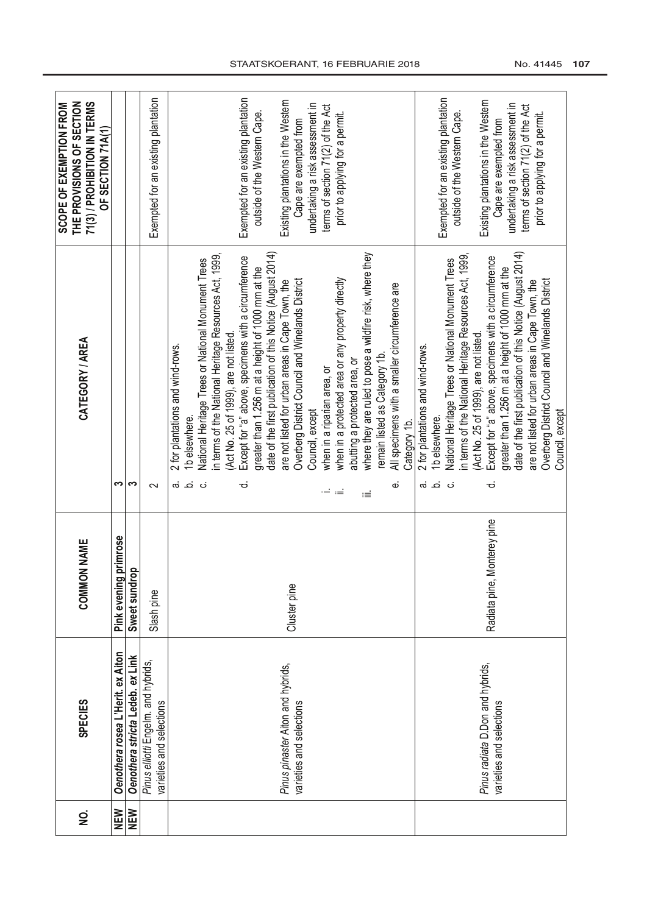| NO. | SPECIES | COMMON NAME | CATEGORY / AREA | SCOPE OF EXEMPTION FROM THE PROVISIONS OF SECTION 71(3) / PROHIBITION IN TERMS OF SECTION 71A(1) |
|---|---|---|---|---|
| **NEW** | ***Oenothera rosea* L'Herit. ex Aiton** | **Pink evening primrose** | **3** | |
| **NEW** | ***Oenothera stricta* Ledeb. ex Link** | **Sweet sundrop** | **3** | |
| | *Pinus elliotti* Engelm. and hybrids, varieties and selections | Slash pine | 2 | Exempted for an existing plantation |
| | *Pinus pinaster* Aiton and hybrids, varieties and selections | Cluster pine | a. 2 for plantations and wind-rows.<br>b. 1b elsewhere.<br>c. National Heritage Trees or National Monument Trees in terms of the National Heritage Resources Act, 1999, (Act No. 25 of 1999), are not listed.<br>d. Except for "a" above, specimens with a circumference greater than 1.256 m at a height of 1000 mm at the date of the first publication of this Notice (August 2014) are not listed for urban areas in Cape Town, the Overberg District Council and Winelands District Council, except<br>i. when in a riparian area, or<br>ii. when in a protected area or any property directly abutting a protected area, or<br>iii. where they are ruled to pose a wildfire risk, where they remain listed as Category 1b.<br>e. All specimens with a smaller circumference are Category 1b. | Exempted for an existing plantation outside of the Western Cape.<br><br>Existing plantations in the Western Cape are exempted from undertaking a risk assessment in terms of section 71(2) of the Act prior to applying for a permit. |
| | *Pinus radiata* D.Don and hybrids, varieties and selections | Radiata pine, Monterey pine | a. 2 for plantations and wind-rows.<br>b. 1b elsewhere.<br>c. National Heritage Trees or National Monument Trees in terms of the National Heritage Resources Act, 1999, (Act No. 25 of 1999), are not listed.<br>d. Except for "a" above, specimens with a circumference greater than 1.256 m at a height of 1000 mm at the date of the first publication of this Notice (August 2014) are not listed for urban areas in Cape Town, the Overberg District Council and Winelands District Council, except | Exempted for an existing plantation outside of the Western Cape.<br><br>Existing plantations in the Western Cape are exempted from undertaking a risk assessment in terms of section 71(2) of the Act prior to applying for a permit. |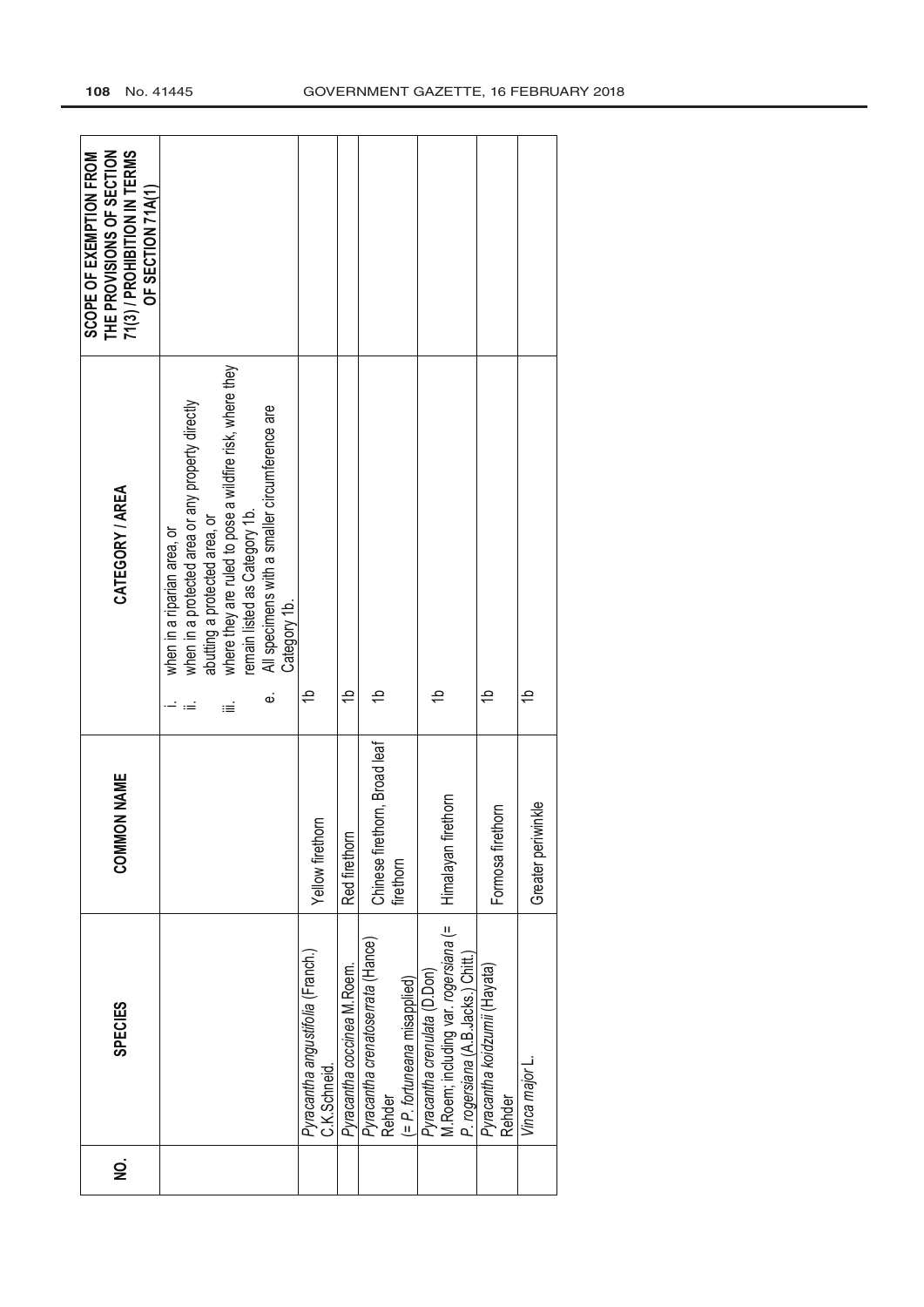| NO. | SPECIES | COMMON NAME | CATEGORY / AREA | SCOPE OF EXEMPTION FROM THE PROVISIONS OF SECTION 71(3) / PROHIBITION IN TERMS OF SECTION 71A(1) |
|---|---|---|---|---|
| | | | i. when in a riparian area, or<br>ii. when in a protected area or any property directly abutting a protected area, or<br>iii. where they are ruled to pose a wildfire risk, where they remain listed as Category 1b.<br>e. All specimens with a smaller circumference are Category 1b. | |
| | *Pyracantha angustifolia* (Franch.) C.K.Schneid. | Yellow firethorn | 1b | |
| | *Pyracantha coccinea* M.Roem. | Red firethorn | 1b | |
| | *Pyracantha crenatoserrata* (Hance) Rehder (= *P. fortuneana* misapplied) | Chinese firethorn, Broad leaf firethorn | 1b | |
| | *Pyracantha crenulata* (D.Don) M.Roem; including var. *rogersiana* (= *P. rogersiana* (A.B.Jacks.) Chitt.) | Himalayan firethorn | 1b | |
| | *Pyracantha koidzumii* (Hayata) Rehder | Formosa firethorn | 1b | |
| | *Vinca major* L. | Greater periwinkle | 1b | |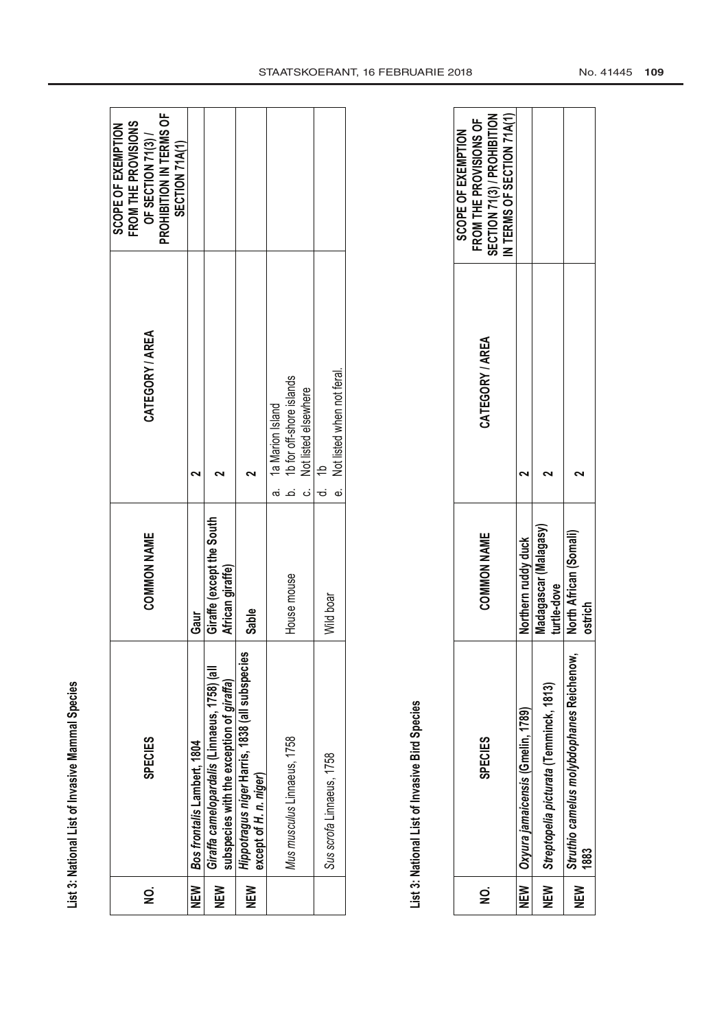## List 3: National List of Invasive Mammal Species

| NO. | SPECIES | COMMON NAME | CATEGORY / AREA | SCOPE OF EXEMPTION FROM THE PROVISIONS OF SECTION 71(3) / PROHIBITION IN TERMS OF SECTION 71A(1) |
|---|---|---|---|---|
| NEW | ***Bos frontalis*** **Lambert, 1804** | **Gaur** | **2** | |
| NEW | ***Giraffa camelopardalis*** **(Linnaeus, 1758) (all subspecies with the exception of** ***giraffa*****)** | **Giraffe (except the South African giraffe)** | **2** | |
| NEW | ***Hippotragus niger*** **Harris, 1838 (all subspecies except of** ***H. n. niger*****)** | **Sable** | **2** | |
| | *Mus musculus* Linnaeus, 1758 | House mouse | a. 1a Marion Island<br>b. 1b for off-shore islands<br>c. Not listed elsewhere | |
| | *Sus scrofa* Linnaeus, 1758 | Wild boar | d. 1b<br>e. Not listed when not feral. | |

## List 3: National List of Invasive Bird Species

| NO. | SPECIES | COMMON NAME | CATEGORY / AREA | SCOPE OF EXEMPTION FROM THE PROVISIONS OF SECTION 71(3) / PROHIBITION IN TERMS OF SECTION 71A(1) |
|---|---|---|---|---|
| NEW | ***Oxyura jamaicensis*** **(Gmelin, 1789)** | **Northern ruddy duck** | **2** | |
| NEW | ***Streptopelia picturata*** **(Temminck, 1813)** | **Madagascar (Malagasy) turtle-dove** | **2** | |
| NEW | ***Struthio camelus molybdophanes*** **Reichenow, 1883** | **North African (Somali) ostrich** | **2** | |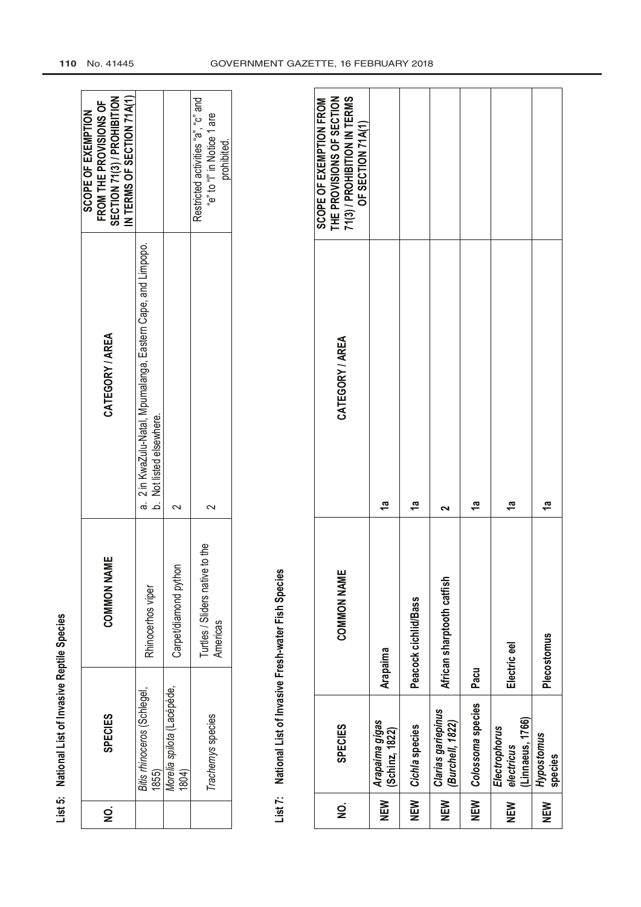**List 5: National List of Invasive Reptile Species**

| NO. | SPECIES | COMMON NAME | CATEGORY / AREA | SCOPE OF EXEMPTION FROM THE PROVISIONS OF SECTION 71(3) / PROHIBITION IN TERMS OF SECTION 71A(1) |
|---|---|---|---|---|
| | *Bitis rhinoceros* (Schlegel, 1855) | Rhinocerhos viper | a. 2 in KwaZulu-Natal, Mpumalanga, Eastern Cape, and Limpopo.<br>b. Not listed elsewhere. | |
| | *Morelia spilota* (Lacépède, 1804) | Carpet/diamond python | 2 | |
| | *Trachemys* species | Turtles / Sliders native to the Americas | 2 | Restricted activities "a", "c" and "e" to "i" in Notice 1 are prohibited. |

**List 7: National List of Invasive Fresh-water Fish Species**

| NO. | SPECIES | COMMON NAME | CATEGORY / AREA | SCOPE OF EXEMPTION FROM THE PROVISIONS OF SECTION 71(3) / PROHIBITION IN TERMS OF SECTION 71A(1) |
|---|---|---|---|---|
| **NEW** | ***Arapaima gigas* (Schinz, 1822)** | **Arapaima** | **1a** | |
| **NEW** | ***Cichla* species** | **Peacock cichlid/Bass** | **1a** | |
| **NEW** | ***Clarias gariepinus* (Burchell, 1822)** | **African sharptooth catfish** | **2** | |
| **NEW** | ***Colossoma* species** | **Pacu** | **1a** | |
| **NEW** | ***Electrophorus electricus* (Linnaeus, 1766)** | **Electric eel** | **1a** | |
| **NEW** | ***Hypostomus* species** | **Plecostomus** | **1a** | |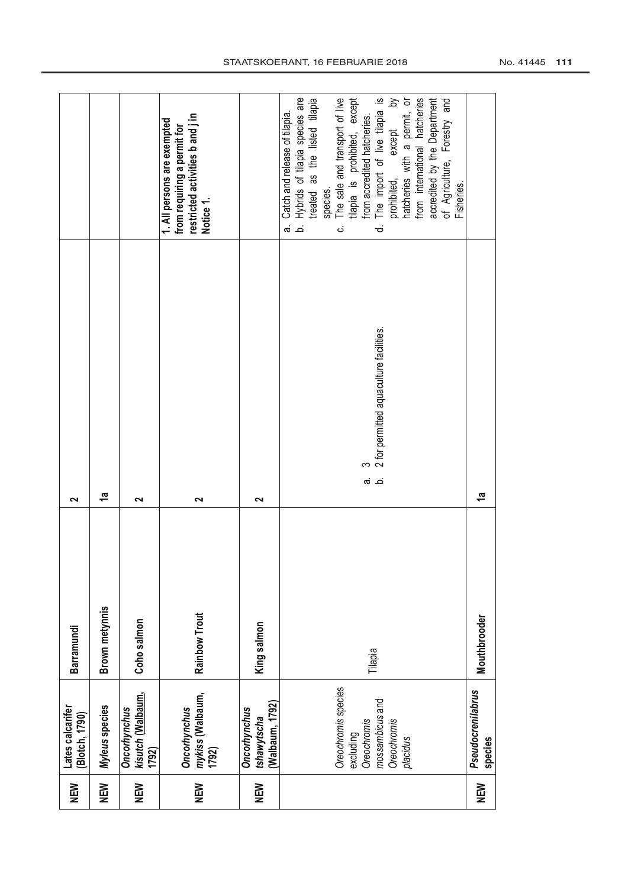| NEW | **Lates calcarifer (Blotch, 1790)** | **Barramundi** | **2** | | |
|---|---|---|---|---|---|
| NEW | ***Myleus*** **species** | **Brown metynnis** | **1a** | | |
| NEW | ***Oncorhynchus kisutch*** **(Walbaum, 1792)** | **Coho salmon** | **2** | | |
| NEW | ***Oncorhynchus mykiss*** **(Walbaum, 1792)** | **Rainbow Trout** | **2** | | **1. All persons are exempted from requiring a permit for restricted activities b and j in Notice 1.** |
| NEW | ***Oncorhynchus tshawytscha*** **(Walbaum, 1792)** | **King salmon** | **2** | | |
| | *Oreochromis* species excluding *Oreochromis mossambicus* and *Oreochromis placidus* | Tilapia | a. 3<br>b. 2 for permitted aquaculture facilities. | | a. Catch and release of tilapia.<br>b. Hybrids of tilapia species are treated as the listed tilapia species.<br>c. The sale and transport of live tilapia is prohibited, except from accredited hatcheries.<br>d. The import of live tilapia is prohibited, except by hatcheries with a permit, or from international hatcheries accredited by the Department of Agriculture, Forestry and Fisheries. |
| NEW | ***Pseudocrenilabrus*** **species** | **Mouthbrooder** | **1a** | | |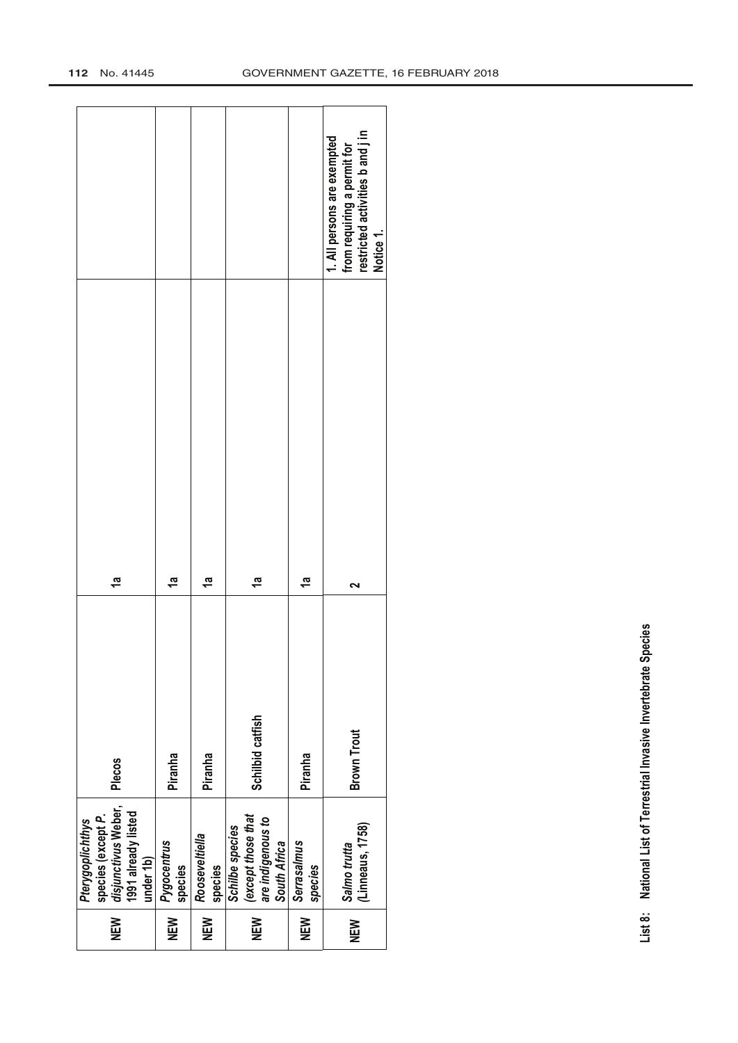| | | | | |
|---|---|---|---|---|
| NEW | *Pterygoplichthys* species (except *P. disjunctivus* Weber, 1991 already listed under 1b) | Plecos | 1a | |
| NEW | *Pygocentrus* species | Piranha | 1a | |
| NEW | *Rooseveltiella* species | Piranha | 1a | |
| NEW | *Schilbe species (except those that are indigenous to South Africa* | Schilbid catfish | 1a | |
| NEW | *Serrasalmus species* | Piranha | 1a | |
| NEW | *Salmo trutta* (Linneaus, 1758) | Brown Trout | 2 | 1. All persons are exempted from requiring a permit for restricted activities b and j in Notice 1. |

**List 8: National List of Terrestrial Invasive Invertebrate Species**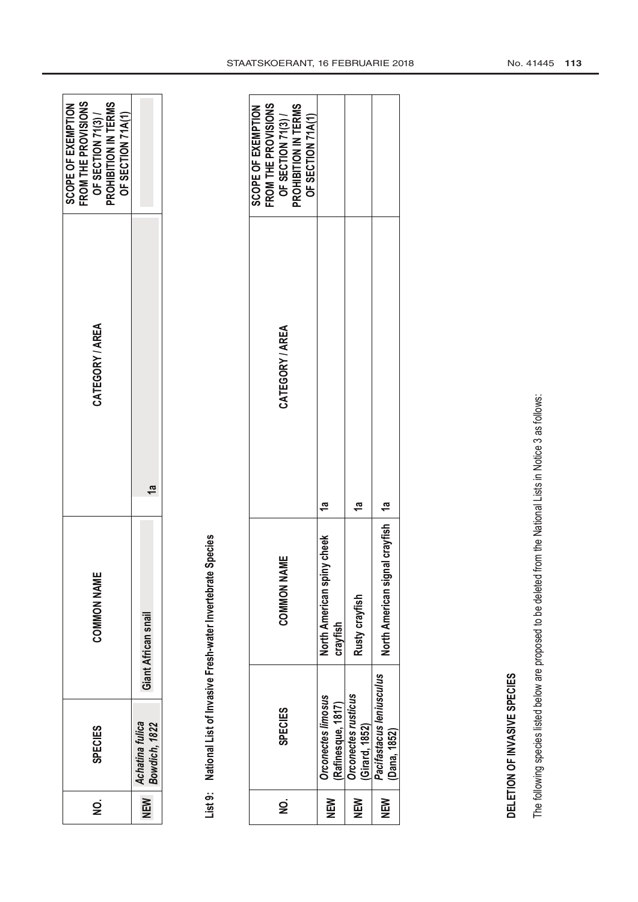| NO. | SPECIES | COMMON NAME | CATEGORY / AREA | SCOPE OF EXEMPTION FROM THE PROVISIONS OF SECTION 71(3) / PROHIBITION IN TERMS OF SECTION 71A(1) |
|---|---|---|---|---|
| NEW | *Achatina fulica* *Bowdich*, 1822 | Giant African snail | 1a | |

**List 9: National List of Invasive Fresh-water Invertebrate Species**

| NO. | SPECIES | COMMON NAME | CATEGORY / AREA | SCOPE OF EXEMPTION FROM THE PROVISIONS OF SECTION 71(3) / PROHIBITION IN TERMS OF SECTION 71A(1) |
|---|---|---|---|---|
| NEW | *Orconectes limosus* (Rafinesque, 1817) | North American spiny cheek crayfish | 1a | |
| NEW | *Orconectes rusticus* (Girard, 1852) | Rusty crayfish | 1a | |
| NEW | *Pacifastacus leniusculus* (Dana, 1852) | North American signal crayfish | 1a | |

**DELETION OF INVASIVE SPECIES**

The following species listed below are proposed to be deleted from the National Lists in Notice 3 as follows: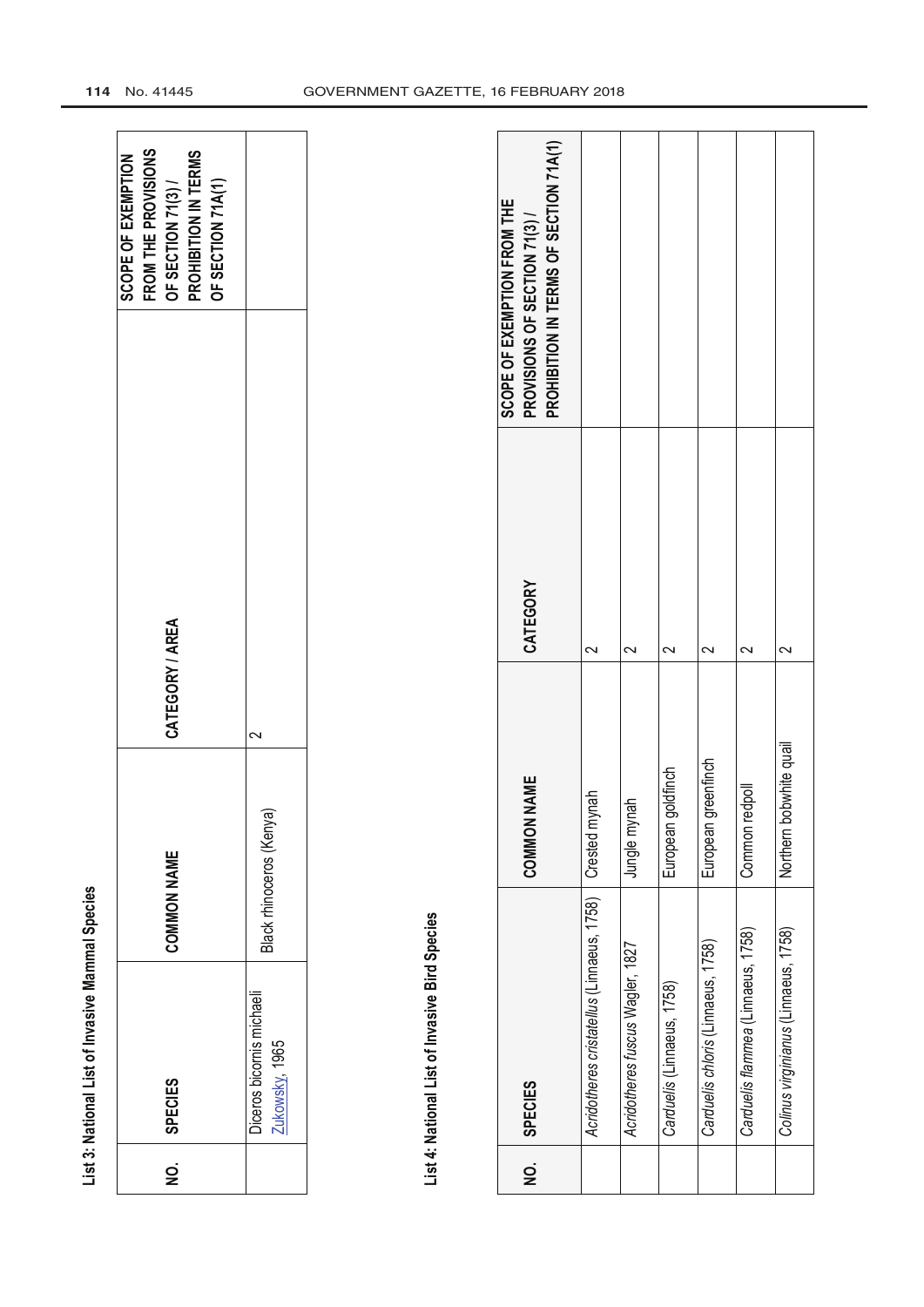**List 3: National List of Invasive Mammal Species**

| NO. | SPECIES | COMMON NAME | CATEGORY / AREA | SCOPE OF EXEMPTION FROM THE PROVISIONS OF SECTION 71(3) / PROHIBITION IN TERMS OF SECTION 71A(1) |
|---|---|---|---|---|
| | Diceros bicornis michaeli Zukowsky, 1965 | Black rhinoceros (Kenya) | 2 | |

**List 4: National List of Invasive Bird Species**

| NO. | SPECIES | COMMON NAME | CATEGORY | SCOPE OF EXEMPTION FROM THE PROVISIONS OF SECTION 71(3) / PROHIBITION IN TERMS OF SECTION 71A(1) |
|---|---|---|---|---|
| | *Acridotheres cristatellus* (Linnaeus, 1758) | Crested mynah | 2 | |
| | *Acridotheres fuscus* Wagler, 1827 | Jungle mynah | 2 | |
| | *Carduelis* (Linnaeus, 1758) | European goldfinch | 2 | |
| | *Carduelis chloris* (Linnaeus, 1758) | European greenfinch | 2 | |
| | *Carduelis flammea* (Linnaeus, 1758) | Common redpoll | 2 | |
| | *Colinus virginianus* (Linnaeus, 1758) | Northern bobwhite quail | 2 | |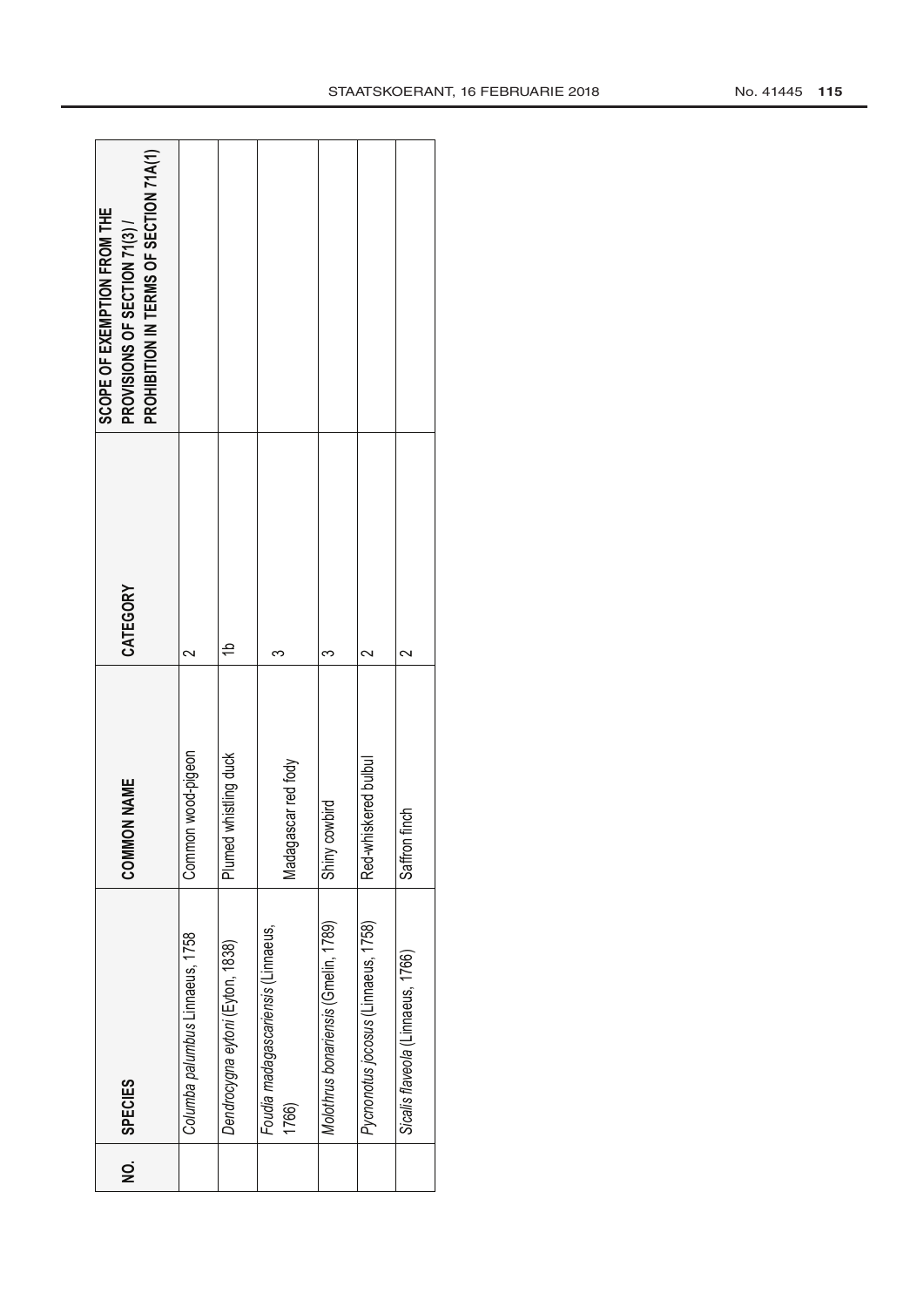| NO. | SPECIES | COMMON NAME | CATEGORY | SCOPE OF EXEMPTION FROM THE PROVISIONS OF SECTION 71(3) / PROHIBITION IN TERMS OF SECTION 71A(1) |
|---|---|---|---|---|
| | *Columba palumbus* Linnaeus, 1758 | Common wood-pigeon | 2 | |
| | *Dendrocygna eytoni* (Eyton, 1838) | Plumed whistling duck | 1b | |
| | *Foudia madagascariensis* (Linnaeus, 1766) | Madagascar red fody | 3 | |
| | *Molothrus bonariensis* (Gmelin, 1789) | Shiny cowbird | 3 | |
| | *Pycnonotus jocosus* (Linnaeus, 1758) | Red-whiskered bulbul | 2 | |
| | *Sicalis flaveola* (Linnaeus, 1766) | Saffron finch | 2 | |